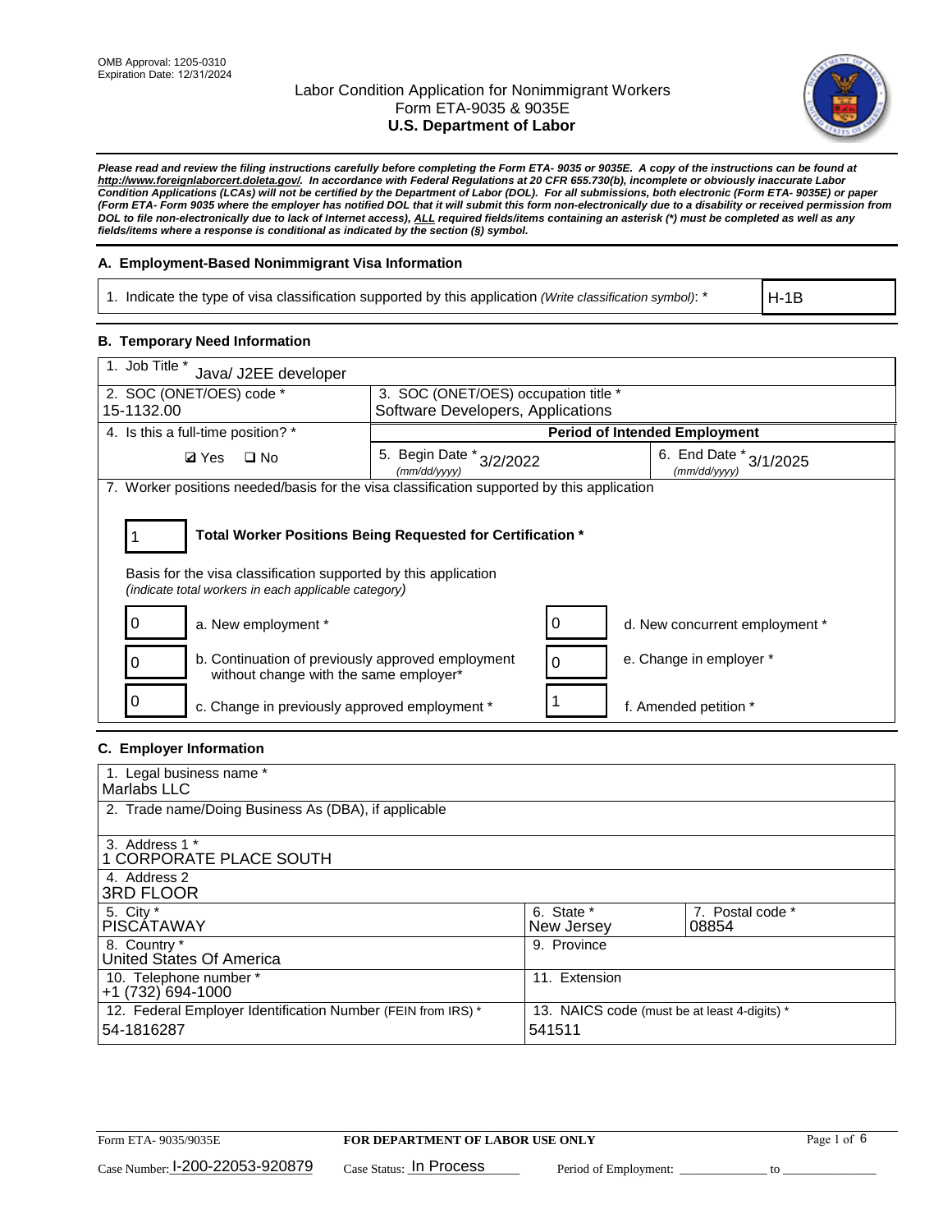OMB Approval: 1205-0310
Expiration Date: 12/31/2024

# Labor Condition Application for Nonimmigrant Workers
## Form ETA-9035 & 9035E
## U.S. Department of Labor

***Please read and review the filing instructions carefully before completing the Form ETA- 9035 or 9035E. A copy of the instructions can be found at http://www.foreignlaborcert.doleta.gov/. In accordance with Federal Regulations at 20 CFR 655.730(b), incomplete or obviously inaccurate Labor Condition Applications (LCAs) will not be certified by the Department of Labor (DOL). For all submissions, both electronic (Form ETA- 9035E) or paper (Form ETA- Form 9035 where the employer has notified DOL that it will submit this form non-electronically due to a disability or received permission from DOL to file non-electronically due to lack of Internet access), ALL required fields/items containing an asterisk (*) must be completed as well as any fields/items where a response is conditional as indicated by the section (§) symbol.***

### A. Employment-Based Nonimmigrant Visa Information

| 1. Indicate the type of visa classification supported by this application *(Write classification symbol)*: * | H-1B |
|---|---|

### B. Temporary Need Information

| 1. Job Title * Java/ J2EE developer | | |
|---|---|---|
| 2. SOC (ONET/OES) code * 15-1132.00 | 3. SOC (ONET/OES) occupation title * Software Developers, Applications | |
| 4. Is this a full-time position? * | Period of Intended Employment | |
| ☑ Yes ☐ No | 5. Begin Date * *(mm/dd/yyyy)* 3/2/2022 | 6. End Date * *(mm/dd/yyyy)* 3/1/2025 |

7. Worker positions needed/basis for the visa classification supported by this application

**1** — **Total Worker Positions Being Requested for Certification ***

Basis for the visa classification supported by this application
*(indicate total workers in each applicable category)*

| Count | Category | Count | Category |
|---|---|---|---|
| 0 | a. New employment * | 0 | d. New concurrent employment * |
| 0 | b. Continuation of previously approved employment without change with the same employer* | 0 | e. Change in employer * |
| 0 | c. Change in previously approved employment * | 1 | f. Amended petition * |

### C. Employer Information

| 1. Legal business name * Marlabs LLC | | |
|---|---|---|
| 2. Trade name/Doing Business As (DBA), if applicable | | |
| 3. Address 1 * 1 CORPORATE PLACE SOUTH | | |
| 4. Address 2 3RD FLOOR | | |
| 5. City * PISCATAWAY | 6. State * New Jersey | 7. Postal code * 08854 |
| 8. Country * United States Of America | 9. Province | |
| 10. Telephone number * +1 (732) 694-1000 | 11. Extension | |
| 12. Federal Employer Identification Number (FEIN from IRS) * 54-1816287 | 13. NAICS code (must be at least 4-digits) * 541511 | |

Form ETA- 9035/9035E — **FOR DEPARTMENT OF LABOR USE ONLY**

Case Number: I-200-22053-920879 Case Status: In Process Period of Employment: _____________ to _____________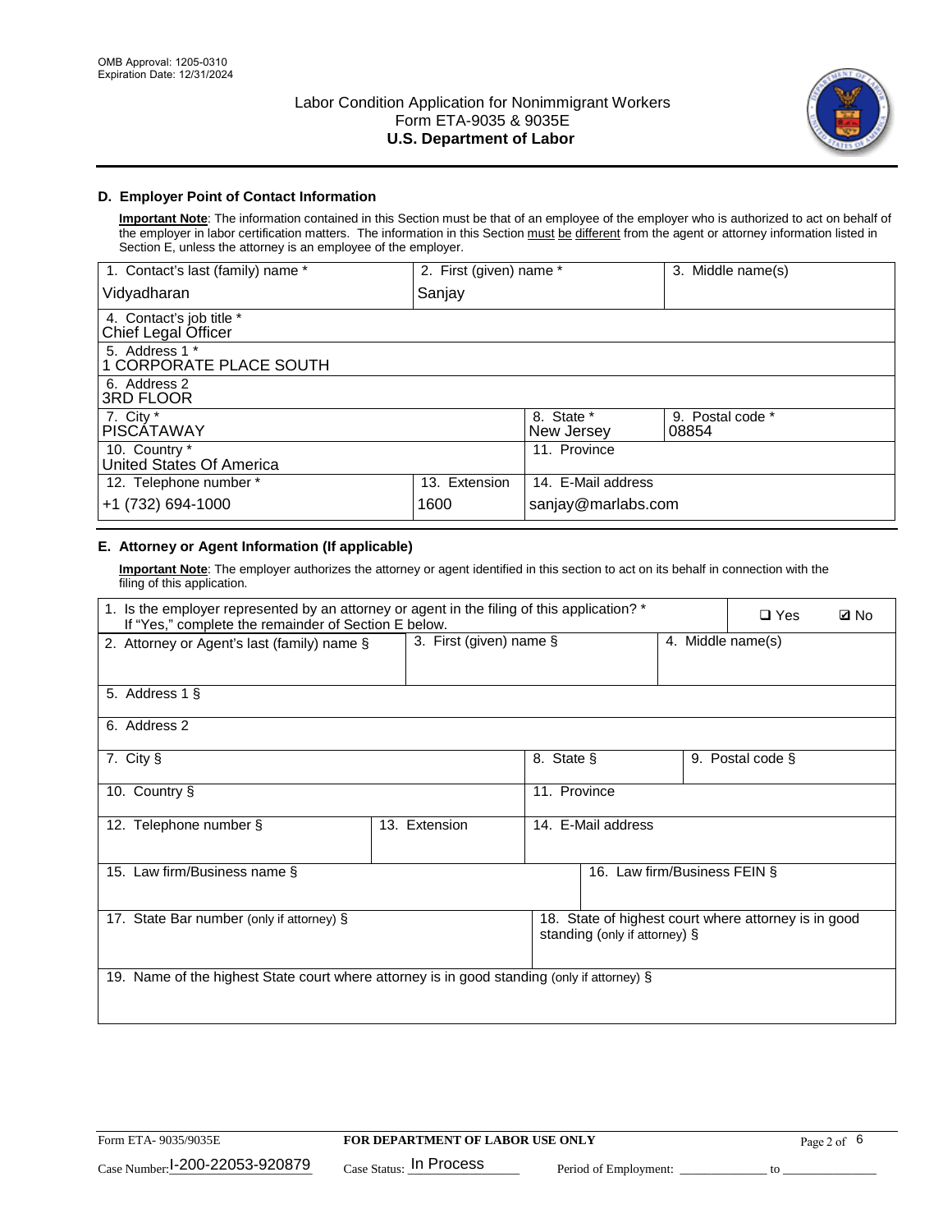OMB Approval: 1205-0310
Expiration Date: 12/31/2024

Labor Condition Application for Nonimmigrant Workers
Form ETA-9035 & 9035E
**U.S. Department of Labor**

## D. Employer Point of Contact Information

**Important Note**: The information contained in this Section must be that of an employee of the employer who is authorized to act on behalf of the employer in labor certification matters. The information in this Section must be different from the agent or attorney information listed in Section E, unless the attorney is an employee of the employer.

| 1. Contact's last (family) name * | 2. First (given) name * | 3. Middle name(s) |
|---|---|---|
| Vidyadharan | Sanjay | |

| 4. Contact's job title * |
|---|
| Chief Legal Officer |

| 5. Address 1 * |
|---|
| 1 CORPORATE PLACE SOUTH |

| 6. Address 2 |
|---|
| 3RD FLOOR |

| 7. City * | 8. State * | 9. Postal code * |
|---|---|---|
| PISCATAWAY | New Jersey | 08854 |

| 10. Country * | 11. Province |
|---|---|
| United States Of America | |

| 12. Telephone number * | 13. Extension | 14. E-Mail address |
|---|---|---|
| +1 (732) 694-1000 | 1600 | sanjay@marlabs.com |

## E. Attorney or Agent Information (If applicable)

**Important Note**: The employer authorizes the attorney or agent identified in this section to act on its behalf in connection with the filing of this application.

1. Is the employer represented by an attorney or agent in the filing of this application? * If "Yes," complete the remainder of Section E below. ☐ Yes ☑ No

| 2. Attorney or Agent's last (family) name § | 3. First (given) name § | 4. Middle name(s) |
|---|---|---|
| | | |

| 5. Address 1 § |
|---|
| |

| 6. Address 2 |
|---|
| |

| 7. City § | 8. State § | 9. Postal code § |
|---|---|---|
| | | |

| 10. Country § | 11. Province |
|---|---|
| | |

| 12. Telephone number § | 13. Extension | 14. E-Mail address |
|---|---|---|
| | | |

| 15. Law firm/Business name § | 16. Law firm/Business FEIN § |
|---|---|
| | |

| 17. State Bar number (only if attorney) § | 18. State of highest court where attorney is in good standing (only if attorney) § |
|---|---|
| | |

| 19. Name of the highest State court where attorney is in good standing (only if attorney) § |
|---|
| |

Form ETA- 9035/9035E **FOR DEPARTMENT OF LABOR USE ONLY**

Case Number: I-200-22053-920879 Case Status: In Process Period of Employment: _____________ to _____________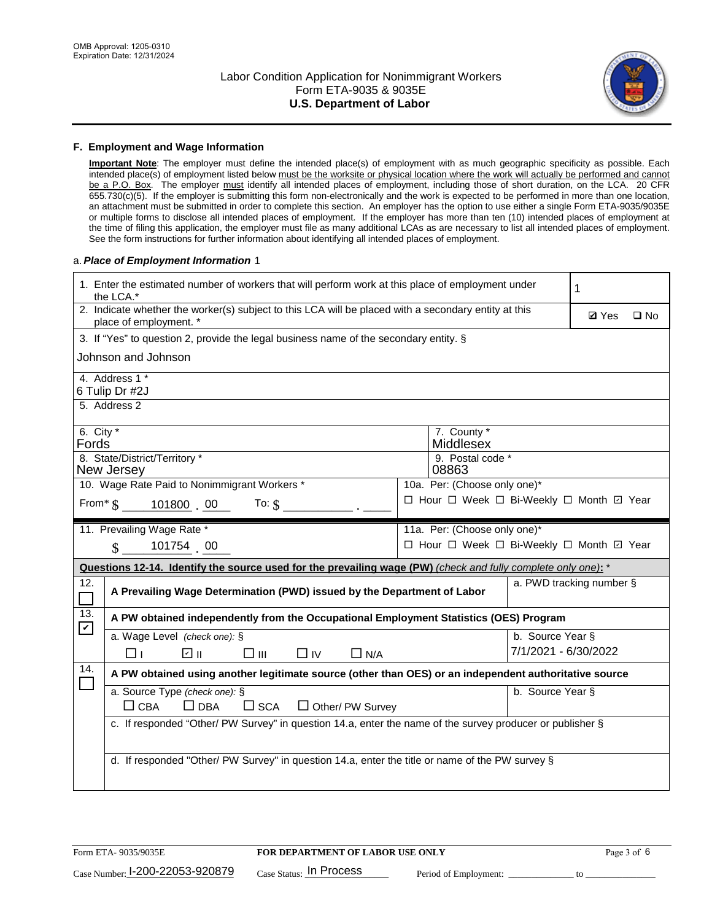## F. Employment and Wage Information

**Important Note**: The employer must define the intended place(s) of employment with as much geographic specificity as possible. Each intended place(s) of employment listed below must be the worksite or physical location where the work will actually be performed and cannot be a P.O. Box. The employer must identify all intended places of employment, including those of short duration, on the LCA. 20 CFR 655.730(c)(5). If the employer is submitting this form non-electronically and the work is expected to be performed in more than one location, an attachment must be submitted in order to complete this section. An employer has the option to use either a single Form ETA-9035/9035E or multiple forms to disclose all intended places of employment. If the employer has more than ten (10) intended places of employment at the time of filing this application, the employer must file as many additional LCAs as are necessary to list all intended places of employment. See the form instructions for further information about identifying all intended places of employment.

a. ***Place of Employment Information*** 1

| | |
|---|---|
| 1. Enter the estimated number of workers that will perform work at this place of employment under the LCA.* | 1 |
| 2. Indicate whether the worker(s) subject to this LCA will be placed with a secondary entity at this place of employment. * | ☑ Yes ☐ No |
| 3. If "Yes" to question 2, provide the legal business name of the secondary entity. § Johnson and Johnson | |
| 4. Address 1 * 6 Tulip Dr #2J | |
| 5. Address 2 | |
| 6. City * Fords | 7. County * Middlesex |
| 8. State/District/Territory * New Jersey | 9. Postal code * 08863 |
| 10. Wage Rate Paid to Nonimmigrant Workers * From* $ 101800 . 00 To: $ ______ . ____ | 10a. Per: (Choose only one)* ☐ Hour ☐ Week ☐ Bi-Weekly ☐ Month ☑ Year |
| 11. Prevailing Wage Rate * $ 101754 . 00 | 11a. Per: (Choose only one)* ☐ Hour ☐ Week ☐ Bi-Weekly ☐ Month ☑ Year |

**Questions 12-14. Identify the source used for the prevailing wage (PW)** *(check and fully complete only one)*: *

| | | |
|---|---|---|
| 12. ☐ | **A Prevailing Wage Determination (PWD) issued by the Department of Labor** | a. PWD tracking number § |
| 13. ☑ | **A PW obtained independently from the Occupational Employment Statistics (OES) Program** | |
| | a. Wage Level *(check one):* § ☐ I ☑ II ☐ III ☐ IV ☐ N/A | b. Source Year § 7/1/2021 - 6/30/2022 |
| 14. ☐ | **A PW obtained using another legitimate source (other than OES) or an independent authoritative source** | |
| | a. Source Type *(check one):* § ☐ CBA ☐ DBA ☐ SCA ☐ Other/ PW Survey | b. Source Year § |
| | c. If responded "Other/ PW Survey" in question 14.a, enter the name of the survey producer or publisher § | |
| | d. If responded "Other/ PW Survey" in question 14.a, enter the title or name of the PW survey § | |

Form ETA- 9035/9035E | **FOR DEPARTMENT OF LABOR USE ONLY**

Case Number: I-200-22053-920879 Case Status: In Process Period of Employment: ______ to ______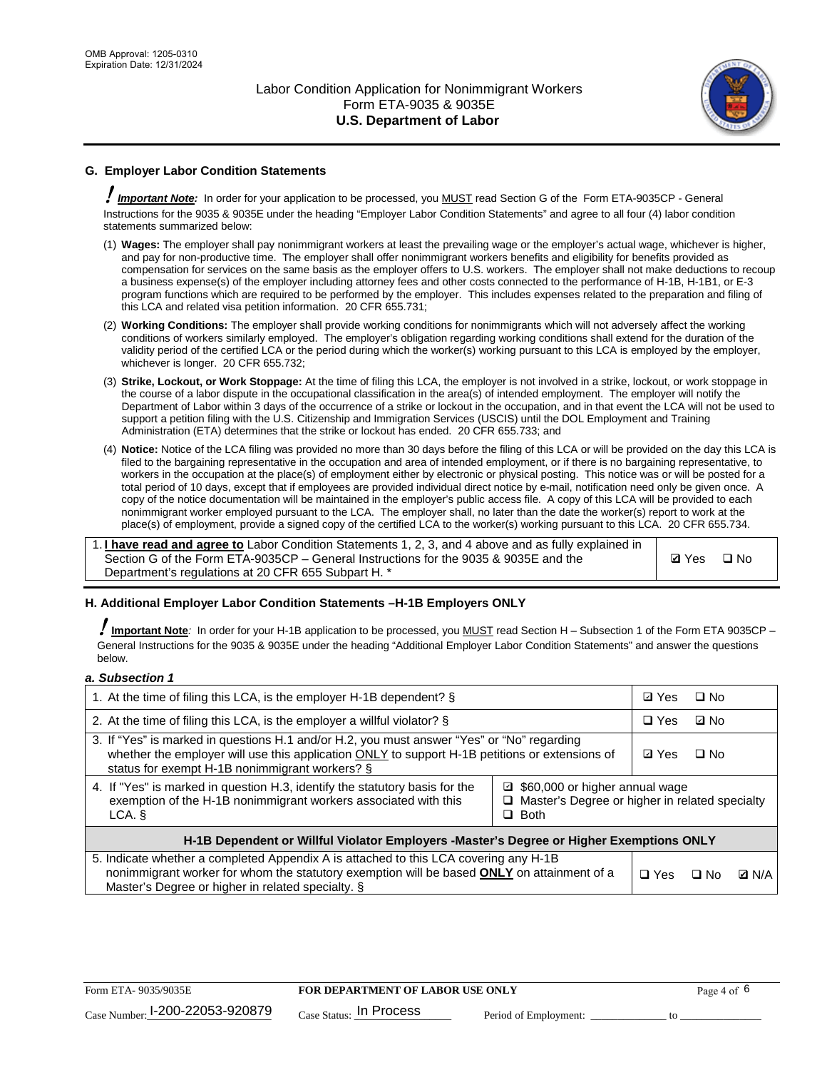## G. Employer Labor Condition Statements

! ***Important Note:*** In order for your application to be processed, you MUST read Section G of the Form ETA-9035CP - General Instructions for the 9035 & 9035E under the heading "Employer Labor Condition Statements" and agree to all four (4) labor condition statements summarized below:

(1) **Wages:** The employer shall pay nonimmigrant workers at least the prevailing wage or the employer's actual wage, whichever is higher, and pay for non-productive time. The employer shall offer nonimmigrant workers benefits and eligibility for benefits provided as compensation for services on the same basis as the employer offers to U.S. workers. The employer shall not make deductions to recoup a business expense(s) of the employer including attorney fees and other costs connected to the performance of H-1B, H-1B1, or E-3 program functions which are required to be performed by the employer. This includes expenses related to the preparation and filing of this LCA and related visa petition information. 20 CFR 655.731;

(2) **Working Conditions:** The employer shall provide working conditions for nonimmigrants which will not adversely affect the working conditions of workers similarly employed. The employer's obligation regarding working conditions shall extend for the duration of the validity period of the certified LCA or the period during which the worker(s) working pursuant to this LCA is employed by the employer, whichever is longer. 20 CFR 655.732;

(3) **Strike, Lockout, or Work Stoppage:** At the time of filing this LCA, the employer is not involved in a strike, lockout, or work stoppage in the course of a labor dispute in the occupational classification in the area(s) of intended employment. The employer will notify the Department of Labor within 3 days of the occurrence of a strike or lockout in the occupation, and in that event the LCA will not be used to support a petition filing with the U.S. Citizenship and Immigration Services (USCIS) until the DOL Employment and Training Administration (ETA) determines that the strike or lockout has ended. 20 CFR 655.733; and

(4) **Notice:** Notice of the LCA filing was provided no more than 30 days before the filing of this LCA or will be provided on the day this LCA is filed to the bargaining representative in the occupation and area of intended employment, or if there is no bargaining representative, to workers in the occupation at the place(s) of employment either by electronic or physical posting. This notice was or will be posted for a total period of 10 days, except that if employees are provided individual direct notice by e-mail, notification need only be given once. A copy of the notice documentation will be maintained in the employer's public access file. A copy of this LCA will be provided to each nonimmigrant worker employed pursuant to the LCA. The employer shall, no later than the date the worker(s) report to work at the place(s) of employment, provide a signed copy of the certified LCA to the worker(s) working pursuant to this LCA. 20 CFR 655.734.

| | |
|---|---|
| 1. **I have read and agree to** Labor Condition Statements 1, 2, 3, and 4 above and as fully explained in Section G of the Form ETA-9035CP – General Instructions for the 9035 & 9035E and the Department's regulations at 20 CFR 655 Subpart H. * | ☑ Yes ☐ No |

## H. Additional Employer Labor Condition Statements –H-1B Employers ONLY

! **Important Note***:* In order for your H-1B application to be processed, you MUST read Section H – Subsection 1 of the Form ETA 9035CP – General Instructions for the 9035 & 9035E under the heading "Additional Employer Labor Condition Statements" and answer the questions below.

***a. Subsection 1***

| | | |
|---|---|---|
| 1. At the time of filing this LCA, is the employer H-1B dependent? § | | ☑ Yes ☐ No |
| 2. At the time of filing this LCA, is the employer a willful violator? § | | ☐ Yes ☑ No |
| 3. If "Yes" is marked in questions H.1 and/or H.2, you must answer "Yes" or "No" regarding whether the employer will use this application ONLY to support H-1B petitions or extensions of status for exempt H-1B nonimmigrant workers? § | | ☑ Yes ☐ No |
| 4. If "Yes" is marked in question H.3, identify the statutory basis for the exemption of the H-1B nonimmigrant workers associated with this LCA. § | ☑ $60,000 or higher annual wage<br>☐ Master's Degree or higher in related specialty<br>☐ Both | |
| **H-1B Dependent or Willful Violator Employers -Master's Degree or Higher Exemptions ONLY** | | |
| 5. Indicate whether a completed Appendix A is attached to this LCA covering any H-1B nonimmigrant worker for whom the statutory exemption will be based **ONLY** on attainment of a Master's Degree or higher in related specialty. § | | ☐ Yes ☐ No ☑ N/A |

Form ETA- 9035/9035E | **FOR DEPARTMENT OF LABOR USE ONLY**

Case Number: I-200-22053-920879 Case Status: In Process Period of Employment: _____________ to _______________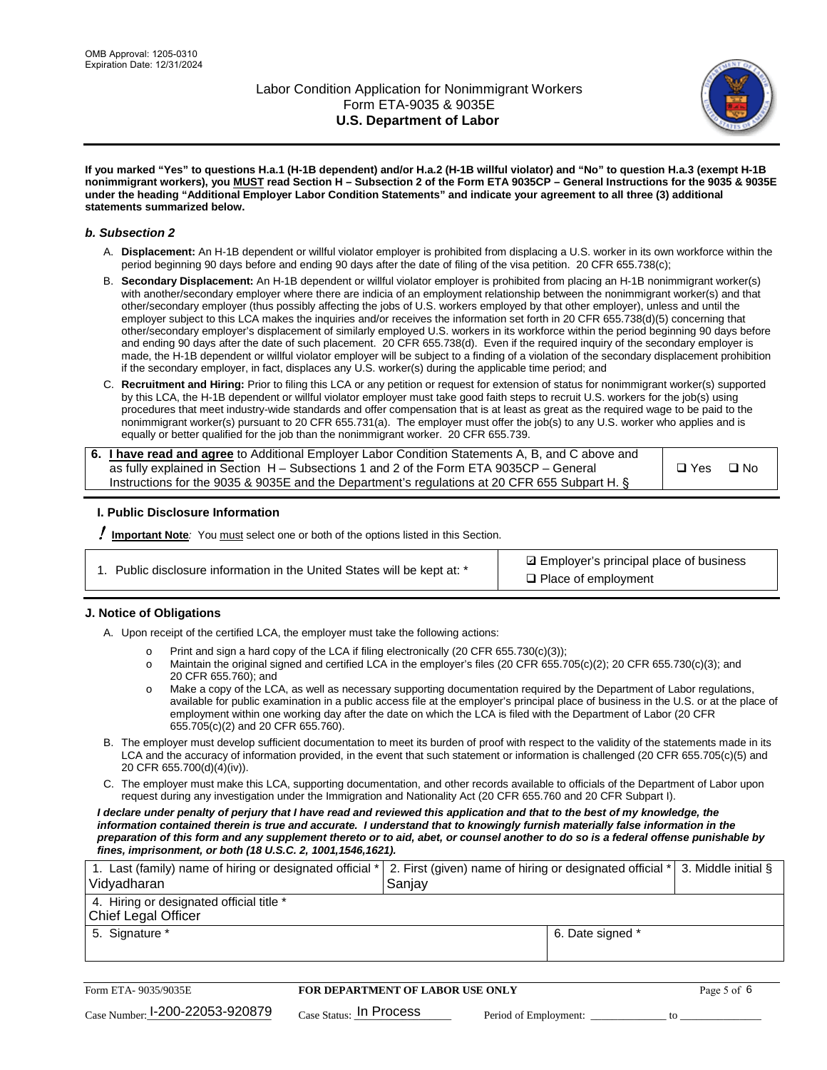**If you marked "Yes" to questions H.a.1 (H-1B dependent) and/or H.a.2 (H-1B willful violator) and "No" to question H.a.3 (exempt H-1B nonimmigrant workers), you MUST read Section H – Subsection 2 of the Form ETA 9035CP – General Instructions for the 9035 & 9035E under the heading "Additional Employer Labor Condition Statements" and indicate your agreement to all three (3) additional statements summarized below.**

### *b. Subsection 2*

A. **Displacement:** An H-1B dependent or willful violator employer is prohibited from displacing a U.S. worker in its own workforce within the period beginning 90 days before and ending 90 days after the date of filing of the visa petition. 20 CFR 655.738(c);

B. **Secondary Displacement:** An H-1B dependent or willful violator employer is prohibited from placing an H-1B nonimmigrant worker(s) with another/secondary employer where there are indicia of an employment relationship between the nonimmigrant worker(s) and that other/secondary employer (thus possibly affecting the jobs of U.S. workers employed by that other employer), unless and until the employer subject to this LCA makes the inquiries and/or receives the information set forth in 20 CFR 655.738(d)(5) concerning that other/secondary employer's displacement of similarly employed U.S. workers in its workforce within the period beginning 90 days before and ending 90 days after the date of such placement. 20 CFR 655.738(d). Even if the required inquiry of the secondary employer is made, the H-1B dependent or willful violator employer will be subject to a finding of a violation of the secondary displacement prohibition if the secondary employer, in fact, displaces any U.S. worker(s) during the applicable time period; and

C. **Recruitment and Hiring:** Prior to filing this LCA or any petition or request for extension of status for nonimmigrant worker(s) supported by this LCA, the H-1B dependent or willful violator employer must take good faith steps to recruit U.S. workers for the job(s) using procedures that meet industry-wide standards and offer compensation that is at least as great as the required wage to be paid to the nonimmigrant worker(s) pursuant to 20 CFR 655.731(a). The employer must offer the job(s) to any U.S. worker who applies and is equally or better qualified for the job than the nonimmigrant worker. 20 CFR 655.739.

| 6. **I have read and agree** to Additional Employer Labor Condition Statements A, B, and C above and as fully explained in Section H – Subsections 1 and 2 of the Form ETA 9035CP – General Instructions for the 9035 & 9035E and the Department's regulations at 20 CFR 655 Subpart H. § | ❑ Yes ❑ No |
|---|---|

## I. Public Disclosure Information

**! Important Note***:* You must select one or both of the options listed in this Section.

| 1. Public disclosure information in the United States will be kept at: * | ☑ Employer's principal place of business<br>❑ Place of employment |
|---|---|

## J. Notice of Obligations

A. Upon receipt of the certified LCA, the employer must take the following actions:

- o Print and sign a hard copy of the LCA if filing electronically (20 CFR 655.730(c)(3));
- o Maintain the original signed and certified LCA in the employer's files (20 CFR 655.705(c)(2); 20 CFR 655.730(c)(3); and 20 CFR 655.760); and
- o Make a copy of the LCA, as well as necessary supporting documentation required by the Department of Labor regulations, available for public examination in a public access file at the employer's principal place of business in the U.S. or at the place of employment within one working day after the date on which the LCA is filed with the Department of Labor (20 CFR 655.705(c)(2) and 20 CFR 655.760).

B. The employer must develop sufficient documentation to meet its burden of proof with respect to the validity of the statements made in its LCA and the accuracy of information provided, in the event that such statement or information is challenged (20 CFR 655.705(c)(5) and 20 CFR 655.700(d)(4)(iv)).

C. The employer must make this LCA, supporting documentation, and other records available to officials of the Department of Labor upon request during any investigation under the Immigration and Nationality Act (20 CFR 655.760 and 20 CFR Subpart I).

***I declare under penalty of perjury that I have read and reviewed this application and that to the best of my knowledge, the information contained therein is true and accurate. I understand that to knowingly furnish materially false information in the preparation of this form and any supplement thereto or to aid, abet, or counsel another to do so is a federal offense punishable by fines, imprisonment, or both (18 U.S.C. 2, 1001,1546,1621).***

| 1. Last (family) name of hiring or designated official *<br>Vidyadharan | 2. First (given) name of hiring or designated official *<br>Sanjay | 3. Middle initial § |
|---|---|---|
| 4. Hiring or designated official title *<br>Chief Legal Officer | | |
| 5. Signature * | 6. Date signed * | |

Form ETA- 9035/9035E | **FOR DEPARTMENT OF LABOR USE ONLY**

Case Number: I-200-22053-920879 Case Status: In Process Period of Employment: _____________ to _____________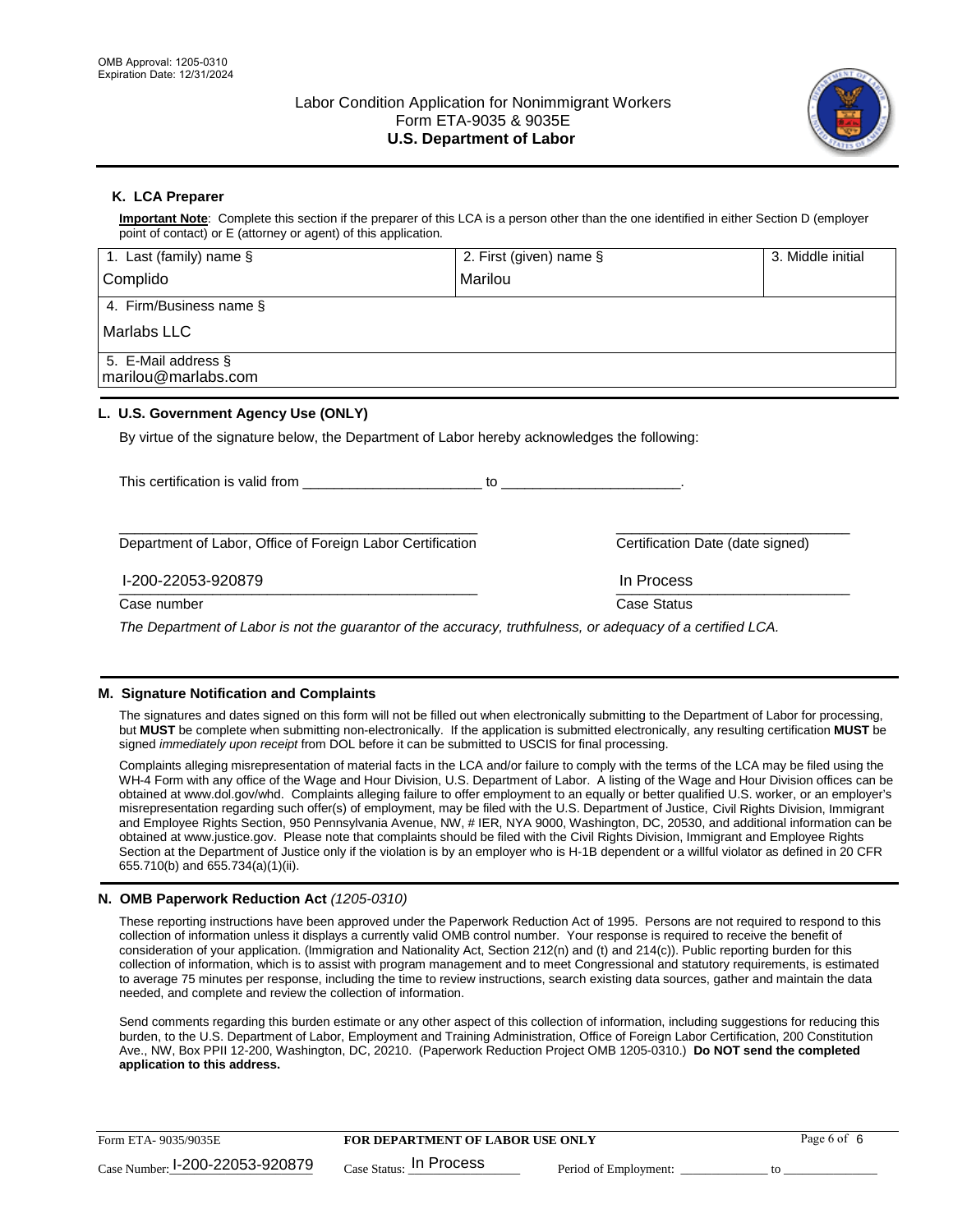OMB Approval: 1205-0310
Expiration Date: 12/31/2024

Labor Condition Application for Nonimmigrant Workers
Form ETA-9035 & 9035E
**U.S. Department of Labor**

### K. LCA Preparer

**Important Note**: Complete this section if the preparer of this LCA is a person other than the one identified in either Section D (employer point of contact) or E (attorney or agent) of this application.

| 1. Last (family) name § | 2. First (given) name § | 3. Middle initial |
|---|---|---|
| Complido | Marilou | |
| 4. Firm/Business name § | | |
| Marlabs LLC | | |
| 5. E-Mail address § | | |
| marilou@marlabs.com | | |

### L. U.S. Government Agency Use (ONLY)

By virtue of the signature below, the Department of Labor hereby acknowledges the following:

This certification is valid from ______________________ to ______________________.

______________________________________________ ______________________________
Department of Labor, Office of Foreign Labor Certification Certification Date (date signed)

I-200-22053-920879 In Process
Case number Case Status

*The Department of Labor is not the guarantor of the accuracy, truthfulness, or adequacy of a certified LCA.*

### M. Signature Notification and Complaints

The signatures and dates signed on this form will not be filled out when electronically submitting to the Department of Labor for processing, but **MUST** be complete when submitting non-electronically. If the application is submitted electronically, any resulting certification **MUST** be signed *immediately upon receipt* from DOL before it can be submitted to USCIS for final processing.

Complaints alleging misrepresentation of material facts in the LCA and/or failure to comply with the terms of the LCA may be filed using the WH-4 Form with any office of the Wage and Hour Division, U.S. Department of Labor. A listing of the Wage and Hour Division offices can be obtained at www.dol.gov/whd. Complaints alleging failure to offer employment to an equally or better qualified U.S. worker, or an employer's misrepresentation regarding such offer(s) of employment, may be filed with the U.S. Department of Justice, Civil Rights Division, Immigrant and Employee Rights Section, 950 Pennsylvania Avenue, NW, # IER, NYA 9000, Washington, DC, 20530, and additional information can be obtained at www.justice.gov. Please note that complaints should be filed with the Civil Rights Division, Immigrant and Employee Rights Section at the Department of Justice only if the violation is by an employer who is H-1B dependent or a willful violator as defined in 20 CFR 655.710(b) and 655.734(a)(1)(ii).

### N. OMB Paperwork Reduction Act *(1205-0310)*

These reporting instructions have been approved under the Paperwork Reduction Act of 1995. Persons are not required to respond to this collection of information unless it displays a currently valid OMB control number. Your response is required to receive the benefit of consideration of your application. (Immigration and Nationality Act, Section 212(n) and (t) and 214(c)). Public reporting burden for this collection of information, which is to assist with program management and to meet Congressional and statutory requirements, is estimated to average 75 minutes per response, including the time to review instructions, search existing data sources, gather and maintain the data needed, and complete and review the collection of information.

Send comments regarding this burden estimate or any other aspect of this collection of information, including suggestions for reducing this burden, to the U.S. Department of Labor, Employment and Training Administration, Office of Foreign Labor Certification, 200 Constitution Ave., NW, Box PPII 12-200, Washington, DC, 20210. (Paperwork Reduction Project OMB 1205-0310.) **Do NOT send the completed application to this address.**

Form ETA- 9035/9035E **FOR DEPARTMENT OF LABOR USE ONLY**

Case Number: I-200-22053-920879 Case Status: In Process Period of Employment: ____________ to ______________